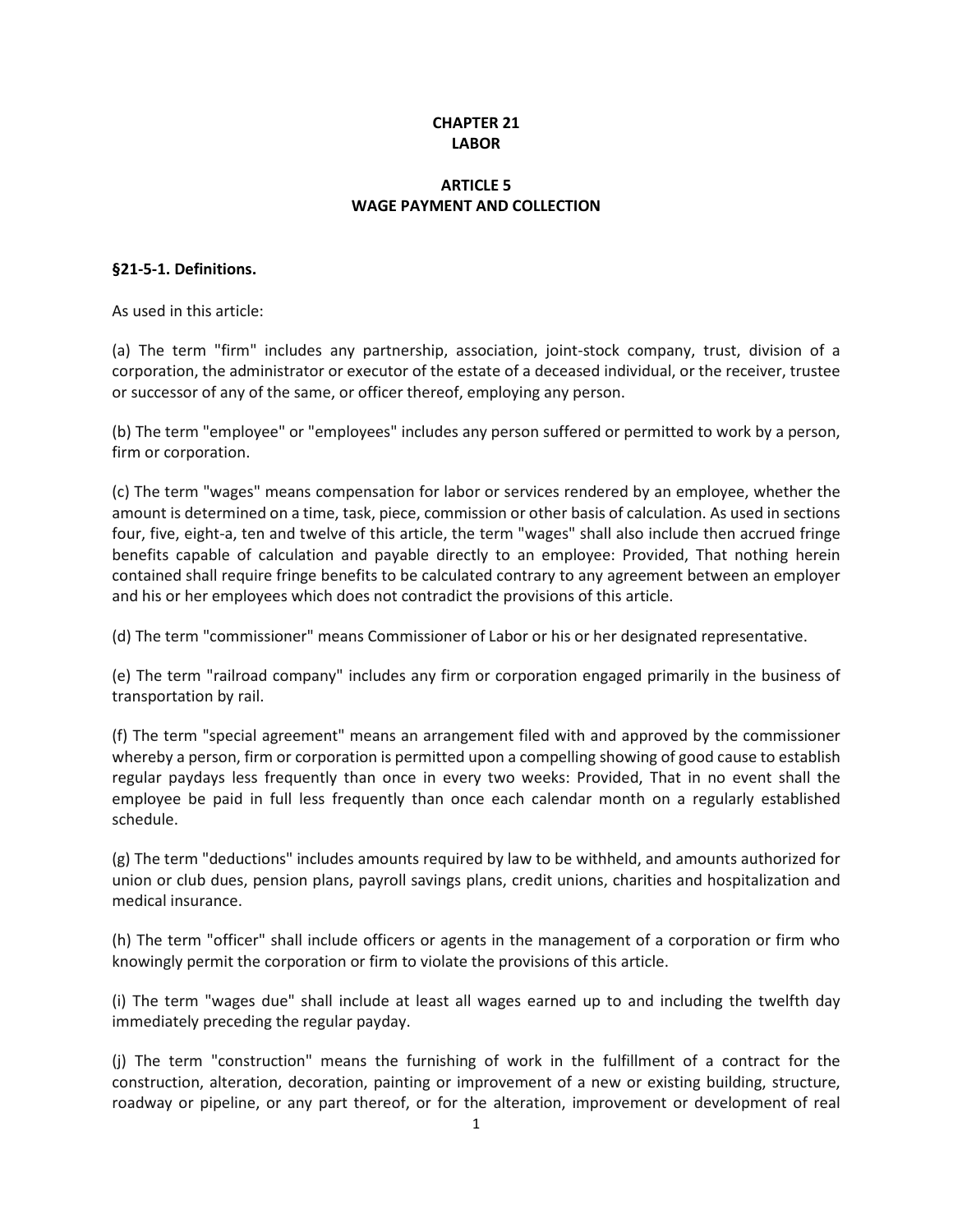# CHAPTER 21
# LABOR

## ARTICLE 5
## WAGE PAYMENT AND COLLECTION

### §21-5-1. Definitions.

As used in this article:

(a) The term "firm" includes any partnership, association, joint-stock company, trust, division of a corporation, the administrator or executor of the estate of a deceased individual, or the receiver, trustee or successor of any of the same, or officer thereof, employing any person.

(b) The term "employee" or "employees" includes any person suffered or permitted to work by a person, firm or corporation.

(c) The term "wages" means compensation for labor or services rendered by an employee, whether the amount is determined on a time, task, piece, commission or other basis of calculation. As used in sections four, five, eight-a, ten and twelve of this article, the term "wages" shall also include then accrued fringe benefits capable of calculation and payable directly to an employee: Provided, That nothing herein contained shall require fringe benefits to be calculated contrary to any agreement between an employer and his or her employees which does not contradict the provisions of this article.

(d) The term "commissioner" means Commissioner of Labor or his or her designated representative.

(e) The term "railroad company" includes any firm or corporation engaged primarily in the business of transportation by rail.

(f) The term "special agreement" means an arrangement filed with and approved by the commissioner whereby a person, firm or corporation is permitted upon a compelling showing of good cause to establish regular paydays less frequently than once in every two weeks: Provided, That in no event shall the employee be paid in full less frequently than once each calendar month on a regularly established schedule.

(g) The term "deductions" includes amounts required by law to be withheld, and amounts authorized for union or club dues, pension plans, payroll savings plans, credit unions, charities and hospitalization and medical insurance.

(h) The term "officer" shall include officers or agents in the management of a corporation or firm who knowingly permit the corporation or firm to violate the provisions of this article.

(i) The term "wages due" shall include at least all wages earned up to and including the twelfth day immediately preceding the regular payday.

(j) The term "construction" means the furnishing of work in the fulfillment of a contract for the construction, alteration, decoration, painting or improvement of a new or existing building, structure, roadway or pipeline, or any part thereof, or for the alteration, improvement or development of real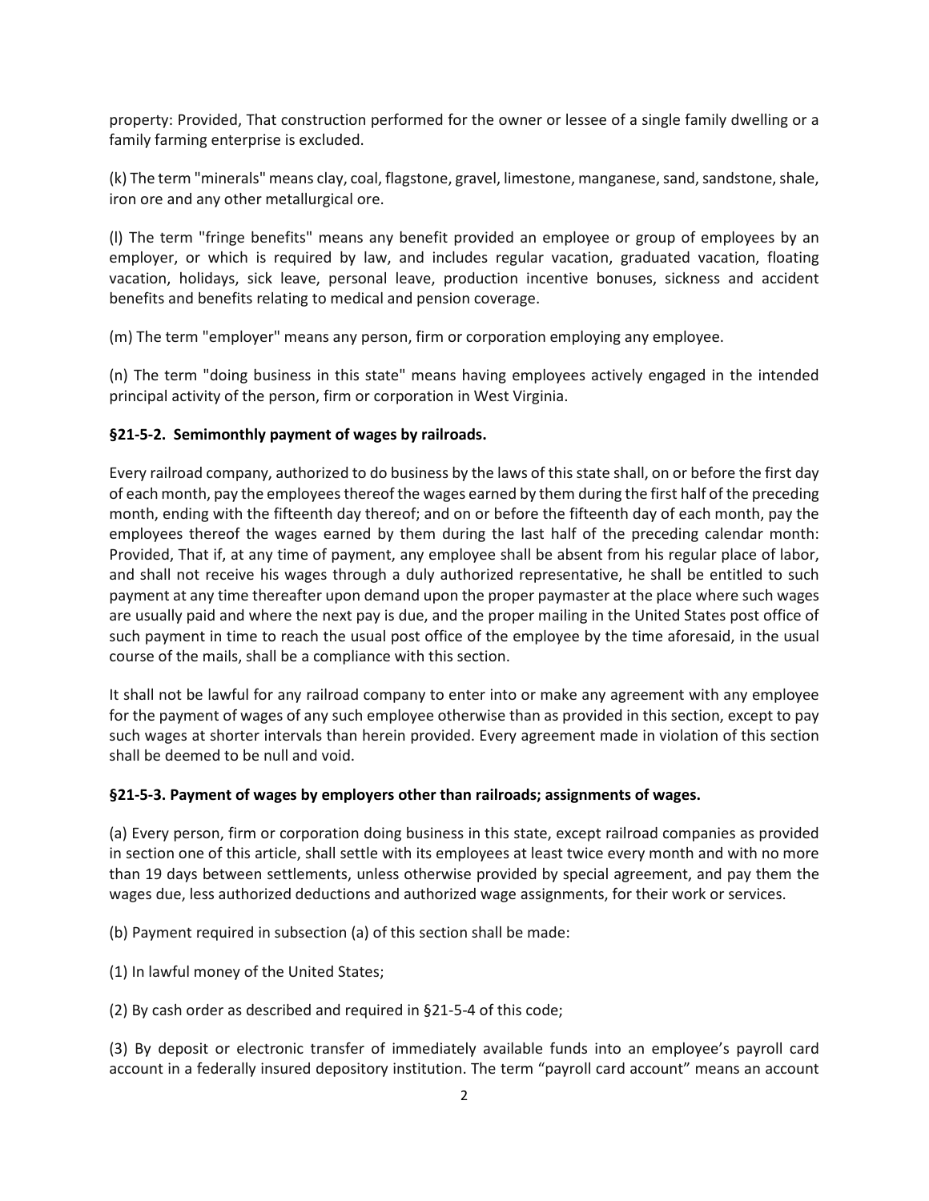property: Provided, That construction performed for the owner or lessee of a single family dwelling or a family farming enterprise is excluded.

(k) The term "minerals" means clay, coal, flagstone, gravel, limestone, manganese, sand, sandstone, shale, iron ore and any other metallurgical ore.

(l) The term "fringe benefits" means any benefit provided an employee or group of employees by an employer, or which is required by law, and includes regular vacation, graduated vacation, floating vacation, holidays, sick leave, personal leave, production incentive bonuses, sickness and accident benefits and benefits relating to medical and pension coverage.

(m) The term "employer" means any person, firm or corporation employing any employee.

(n) The term "doing business in this state" means having employees actively engaged in the intended principal activity of the person, firm or corporation in West Virginia.

**§21-5-2. Semimonthly payment of wages by railroads.**

Every railroad company, authorized to do business by the laws of this state shall, on or before the first day of each month, pay the employees thereof the wages earned by them during the first half of the preceding month, ending with the fifteenth day thereof; and on or before the fifteenth day of each month, pay the employees thereof the wages earned by them during the last half of the preceding calendar month: Provided, That if, at any time of payment, any employee shall be absent from his regular place of labor, and shall not receive his wages through a duly authorized representative, he shall be entitled to such payment at any time thereafter upon demand upon the proper paymaster at the place where such wages are usually paid and where the next pay is due, and the proper mailing in the United States post office of such payment in time to reach the usual post office of the employee by the time aforesaid, in the usual course of the mails, shall be a compliance with this section.

It shall not be lawful for any railroad company to enter into or make any agreement with any employee for the payment of wages of any such employee otherwise than as provided in this section, except to pay such wages at shorter intervals than herein provided. Every agreement made in violation of this section shall be deemed to be null and void.

**§21-5-3. Payment of wages by employers other than railroads; assignments of wages.**

(a) Every person, firm or corporation doing business in this state, except railroad companies as provided in section one of this article, shall settle with its employees at least twice every month and with no more than 19 days between settlements, unless otherwise provided by special agreement, and pay them the wages due, less authorized deductions and authorized wage assignments, for their work or services.

(b) Payment required in subsection (a) of this section shall be made:

(1) In lawful money of the United States;

(2) By cash order as described and required in §21-5-4 of this code;

(3) By deposit or electronic transfer of immediately available funds into an employee's payroll card account in a federally insured depository institution. The term "payroll card account" means an account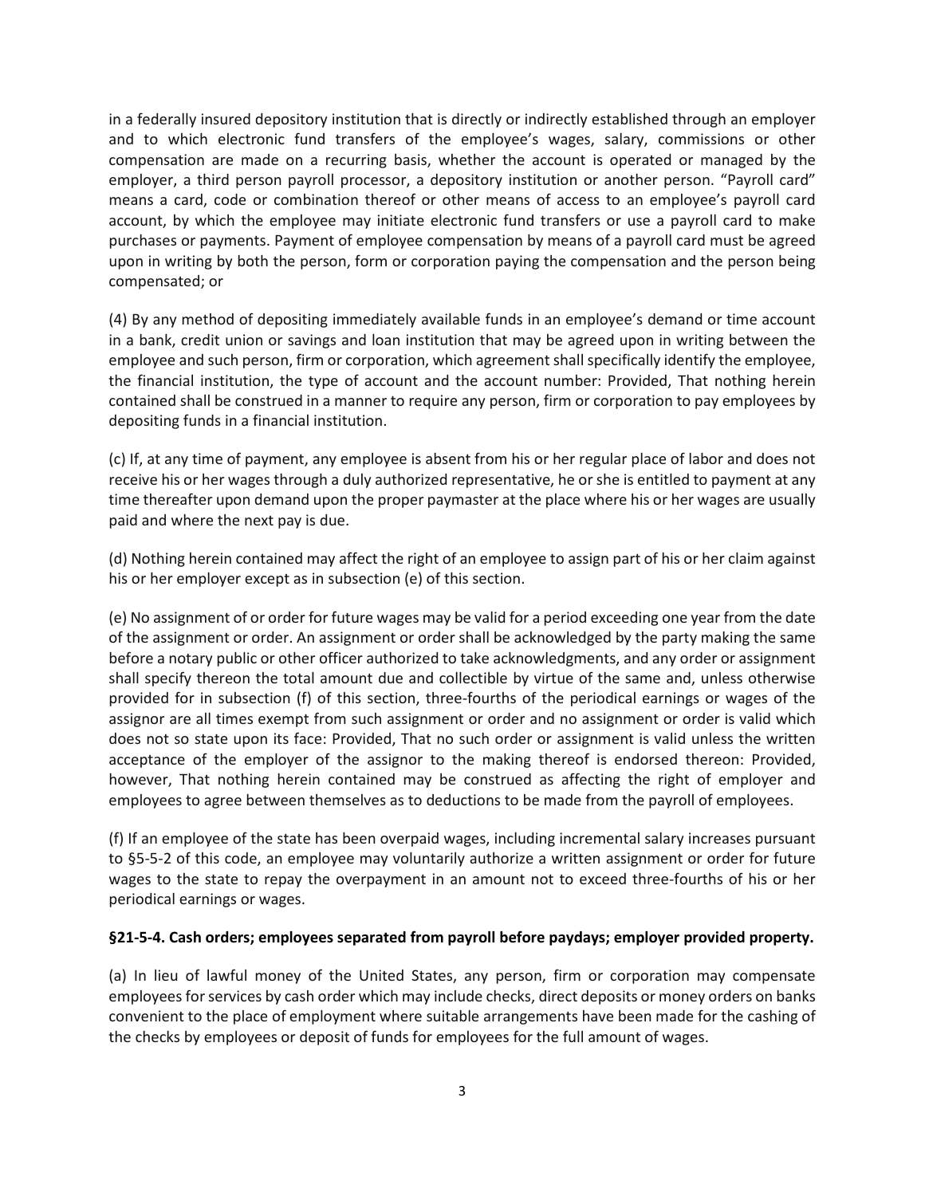in a federally insured depository institution that is directly or indirectly established through an employer and to which electronic fund transfers of the employee's wages, salary, commissions or other compensation are made on a recurring basis, whether the account is operated or managed by the employer, a third person payroll processor, a depository institution or another person. "Payroll card" means a card, code or combination thereof or other means of access to an employee's payroll card account, by which the employee may initiate electronic fund transfers or use a payroll card to make purchases or payments. Payment of employee compensation by means of a payroll card must be agreed upon in writing by both the person, form or corporation paying the compensation and the person being compensated; or

(4) By any method of depositing immediately available funds in an employee's demand or time account in a bank, credit union or savings and loan institution that may be agreed upon in writing between the employee and such person, firm or corporation, which agreement shall specifically identify the employee, the financial institution, the type of account and the account number: Provided, That nothing herein contained shall be construed in a manner to require any person, firm or corporation to pay employees by depositing funds in a financial institution.

(c) If, at any time of payment, any employee is absent from his or her regular place of labor and does not receive his or her wages through a duly authorized representative, he or she is entitled to payment at any time thereafter upon demand upon the proper paymaster at the place where his or her wages are usually paid and where the next pay is due.

(d) Nothing herein contained may affect the right of an employee to assign part of his or her claim against his or her employer except as in subsection (e) of this section.

(e) No assignment of or order for future wages may be valid for a period exceeding one year from the date of the assignment or order. An assignment or order shall be acknowledged by the party making the same before a notary public or other officer authorized to take acknowledgments, and any order or assignment shall specify thereon the total amount due and collectible by virtue of the same and, unless otherwise provided for in subsection (f) of this section, three-fourths of the periodical earnings or wages of the assignor are all times exempt from such assignment or order and no assignment or order is valid which does not so state upon its face: Provided, That no such order or assignment is valid unless the written acceptance of the employer of the assignor to the making thereof is endorsed thereon: Provided, however, That nothing herein contained may be construed as affecting the right of employer and employees to agree between themselves as to deductions to be made from the payroll of employees.

(f) If an employee of the state has been overpaid wages, including incremental salary increases pursuant to §5-5-2 of this code, an employee may voluntarily authorize a written assignment or order for future wages to the state to repay the overpayment in an amount not to exceed three-fourths of his or her periodical earnings or wages.

**§21-5-4. Cash orders; employees separated from payroll before paydays; employer provided property.**

(a) In lieu of lawful money of the United States, any person, firm or corporation may compensate employees for services by cash order which may include checks, direct deposits or money orders on banks convenient to the place of employment where suitable arrangements have been made for the cashing of the checks by employees or deposit of funds for employees for the full amount of wages.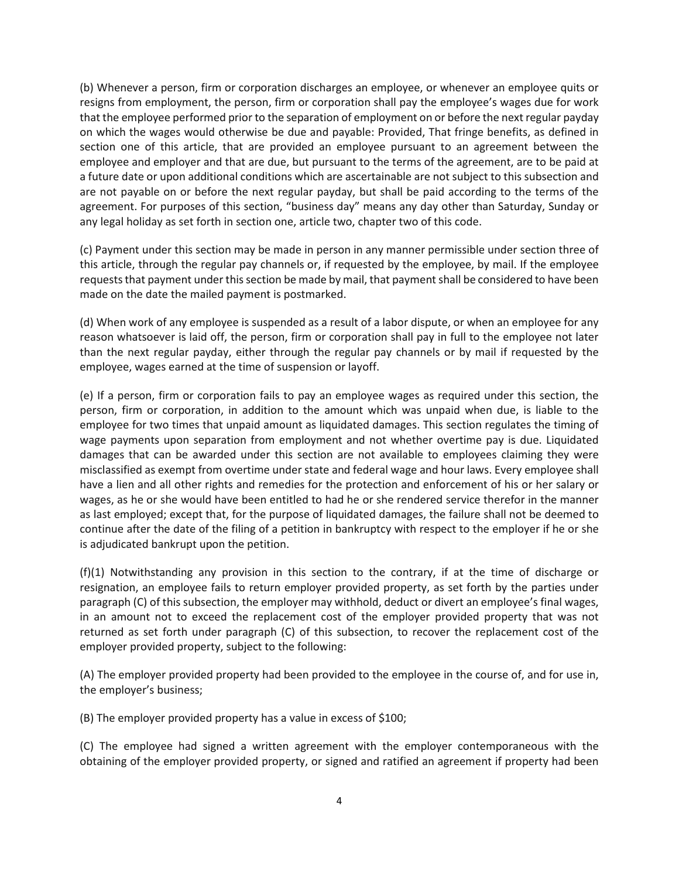(b) Whenever a person, firm or corporation discharges an employee, or whenever an employee quits or resigns from employment, the person, firm or corporation shall pay the employee's wages due for work that the employee performed prior to the separation of employment on or before the next regular payday on which the wages would otherwise be due and payable: Provided, That fringe benefits, as defined in section one of this article, that are provided an employee pursuant to an agreement between the employee and employer and that are due, but pursuant to the terms of the agreement, are to be paid at a future date or upon additional conditions which are ascertainable are not subject to this subsection and are not payable on or before the next regular payday, but shall be paid according to the terms of the agreement. For purposes of this section, "business day" means any day other than Saturday, Sunday or any legal holiday as set forth in section one, article two, chapter two of this code.

(c) Payment under this section may be made in person in any manner permissible under section three of this article, through the regular pay channels or, if requested by the employee, by mail. If the employee requests that payment under this section be made by mail, that payment shall be considered to have been made on the date the mailed payment is postmarked.

(d) When work of any employee is suspended as a result of a labor dispute, or when an employee for any reason whatsoever is laid off, the person, firm or corporation shall pay in full to the employee not later than the next regular payday, either through the regular pay channels or by mail if requested by the employee, wages earned at the time of suspension or layoff.

(e) If a person, firm or corporation fails to pay an employee wages as required under this section, the person, firm or corporation, in addition to the amount which was unpaid when due, is liable to the employee for two times that unpaid amount as liquidated damages. This section regulates the timing of wage payments upon separation from employment and not whether overtime pay is due. Liquidated damages that can be awarded under this section are not available to employees claiming they were misclassified as exempt from overtime under state and federal wage and hour laws. Every employee shall have a lien and all other rights and remedies for the protection and enforcement of his or her salary or wages, as he or she would have been entitled to had he or she rendered service therefor in the manner as last employed; except that, for the purpose of liquidated damages, the failure shall not be deemed to continue after the date of the filing of a petition in bankruptcy with respect to the employer if he or she is adjudicated bankrupt upon the petition.

(f)(1) Notwithstanding any provision in this section to the contrary, if at the time of discharge or resignation, an employee fails to return employer provided property, as set forth by the parties under paragraph (C) of this subsection, the employer may withhold, deduct or divert an employee's final wages, in an amount not to exceed the replacement cost of the employer provided property that was not returned as set forth under paragraph (C) of this subsection, to recover the replacement cost of the employer provided property, subject to the following:

(A) The employer provided property had been provided to the employee in the course of, and for use in, the employer's business;

(B) The employer provided property has a value in excess of $100;

(C) The employee had signed a written agreement with the employer contemporaneous with the obtaining of the employer provided property, or signed and ratified an agreement if property had been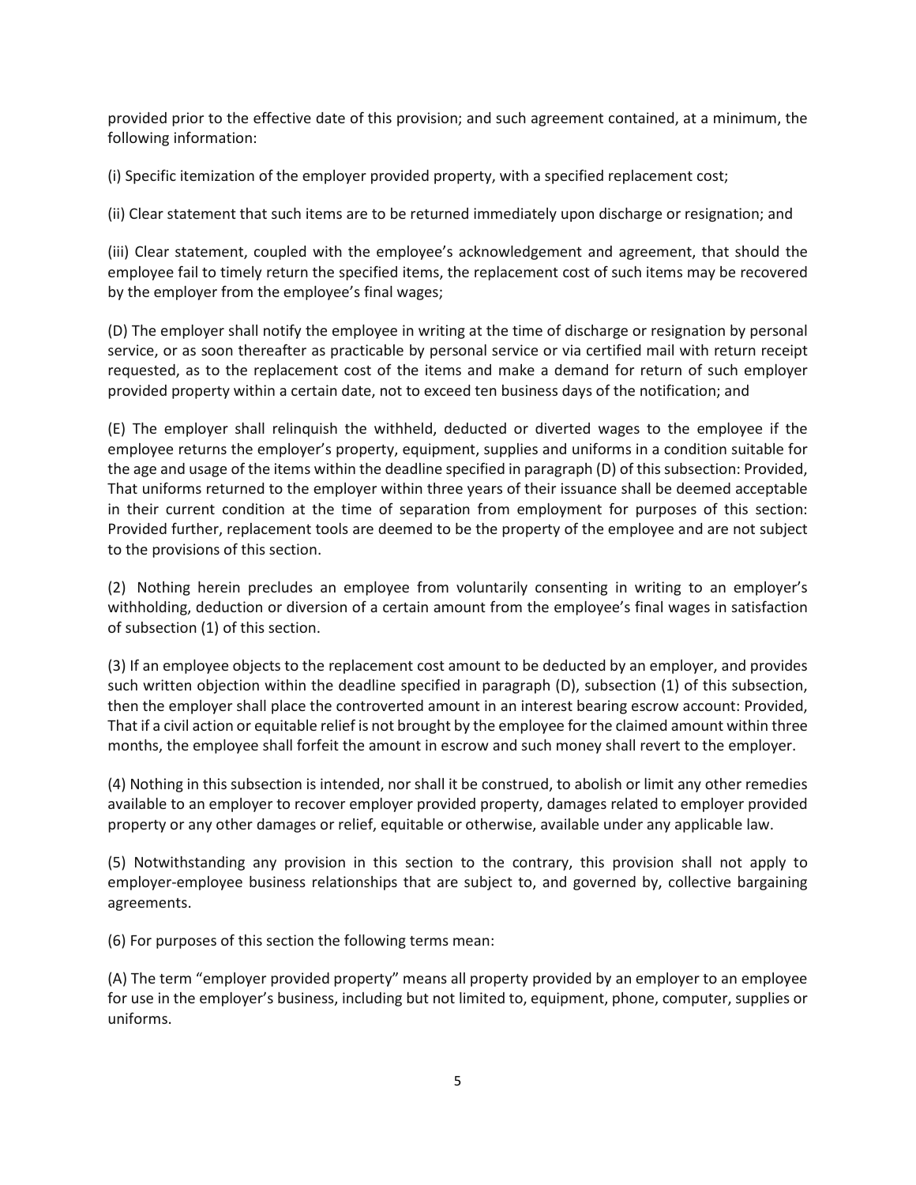provided prior to the effective date of this provision; and such agreement contained, at a minimum, the following information:

(i) Specific itemization of the employer provided property, with a specified replacement cost;

(ii) Clear statement that such items are to be returned immediately upon discharge or resignation; and

(iii) Clear statement, coupled with the employee's acknowledgement and agreement, that should the employee fail to timely return the specified items, the replacement cost of such items may be recovered by the employer from the employee's final wages;

(D) The employer shall notify the employee in writing at the time of discharge or resignation by personal service, or as soon thereafter as practicable by personal service or via certified mail with return receipt requested, as to the replacement cost of the items and make a demand for return of such employer provided property within a certain date, not to exceed ten business days of the notification; and

(E) The employer shall relinquish the withheld, deducted or diverted wages to the employee if the employee returns the employer's property, equipment, supplies and uniforms in a condition suitable for the age and usage of the items within the deadline specified in paragraph (D) of this subsection: Provided, That uniforms returned to the employer within three years of their issuance shall be deemed acceptable in their current condition at the time of separation from employment for purposes of this section: Provided further, replacement tools are deemed to be the property of the employee and are not subject to the provisions of this section.

(2) Nothing herein precludes an employee from voluntarily consenting in writing to an employer's withholding, deduction or diversion of a certain amount from the employee's final wages in satisfaction of subsection (1) of this section.

(3) If an employee objects to the replacement cost amount to be deducted by an employer, and provides such written objection within the deadline specified in paragraph (D), subsection (1) of this subsection, then the employer shall place the controverted amount in an interest bearing escrow account: Provided, That if a civil action or equitable relief is not brought by the employee for the claimed amount within three months, the employee shall forfeit the amount in escrow and such money shall revert to the employer.

(4) Nothing in this subsection is intended, nor shall it be construed, to abolish or limit any other remedies available to an employer to recover employer provided property, damages related to employer provided property or any other damages or relief, equitable or otherwise, available under any applicable law.

(5) Notwithstanding any provision in this section to the contrary, this provision shall not apply to employer-employee business relationships that are subject to, and governed by, collective bargaining agreements.

(6) For purposes of this section the following terms mean:

(A) The term "employer provided property" means all property provided by an employer to an employee for use in the employer's business, including but not limited to, equipment, phone, computer, supplies or uniforms.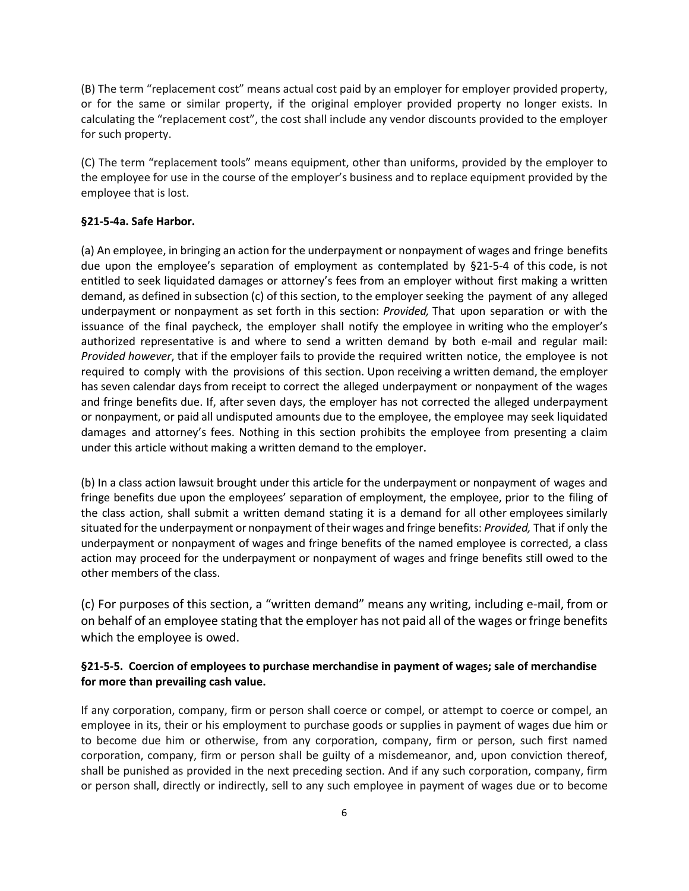(B) The term "replacement cost" means actual cost paid by an employer for employer provided property, or for the same or similar property, if the original employer provided property no longer exists. In calculating the "replacement cost", the cost shall include any vendor discounts provided to the employer for such property.

(C) The term "replacement tools" means equipment, other than uniforms, provided by the employer to the employee for use in the course of the employer's business and to replace equipment provided by the employee that is lost.

**§21-5-4a. Safe Harbor.**

(a) An employee, in bringing an action for the underpayment or nonpayment of wages and fringe benefits due upon the employee's separation of employment as contemplated by §21-5-4 of this code, is not entitled to seek liquidated damages or attorney's fees from an employer without first making a written demand, as defined in subsection (c) of this section, to the employer seeking the payment of any alleged underpayment or nonpayment as set forth in this section: *Provided,* That upon separation or with the issuance of the final paycheck, the employer shall notify the employee in writing who the employer's authorized representative is and where to send a written demand by both e-mail and regular mail: *Provided however*, that if the employer fails to provide the required written notice, the employee is not required to comply with the provisions of this section. Upon receiving a written demand, the employer has seven calendar days from receipt to correct the alleged underpayment or nonpayment of the wages and fringe benefits due. If, after seven days, the employer has not corrected the alleged underpayment or nonpayment, or paid all undisputed amounts due to the employee, the employee may seek liquidated damages and attorney's fees. Nothing in this section prohibits the employee from presenting a claim under this article without making a written demand to the employer.

(b) In a class action lawsuit brought under this article for the underpayment or nonpayment of wages and fringe benefits due upon the employees' separation of employment, the employee, prior to the filing of the class action, shall submit a written demand stating it is a demand for all other employees similarly situated for the underpayment or nonpayment of their wages and fringe benefits: *Provided,* That if only the underpayment or nonpayment of wages and fringe benefits of the named employee is corrected, a class action may proceed for the underpayment or nonpayment of wages and fringe benefits still owed to the other members of the class.

(c) For purposes of this section, a "written demand" means any writing, including e-mail, from or on behalf of an employee stating that the employer has not paid all of the wages or fringe benefits which the employee is owed.

**§21-5-5. Coercion of employees to purchase merchandise in payment of wages; sale of merchandise for more than prevailing cash value.**

If any corporation, company, firm or person shall coerce or compel, or attempt to coerce or compel, an employee in its, their or his employment to purchase goods or supplies in payment of wages due him or to become due him or otherwise, from any corporation, company, firm or person, such first named corporation, company, firm or person shall be guilty of a misdemeanor, and, upon conviction thereof, shall be punished as provided in the next preceding section. And if any such corporation, company, firm or person shall, directly or indirectly, sell to any such employee in payment of wages due or to become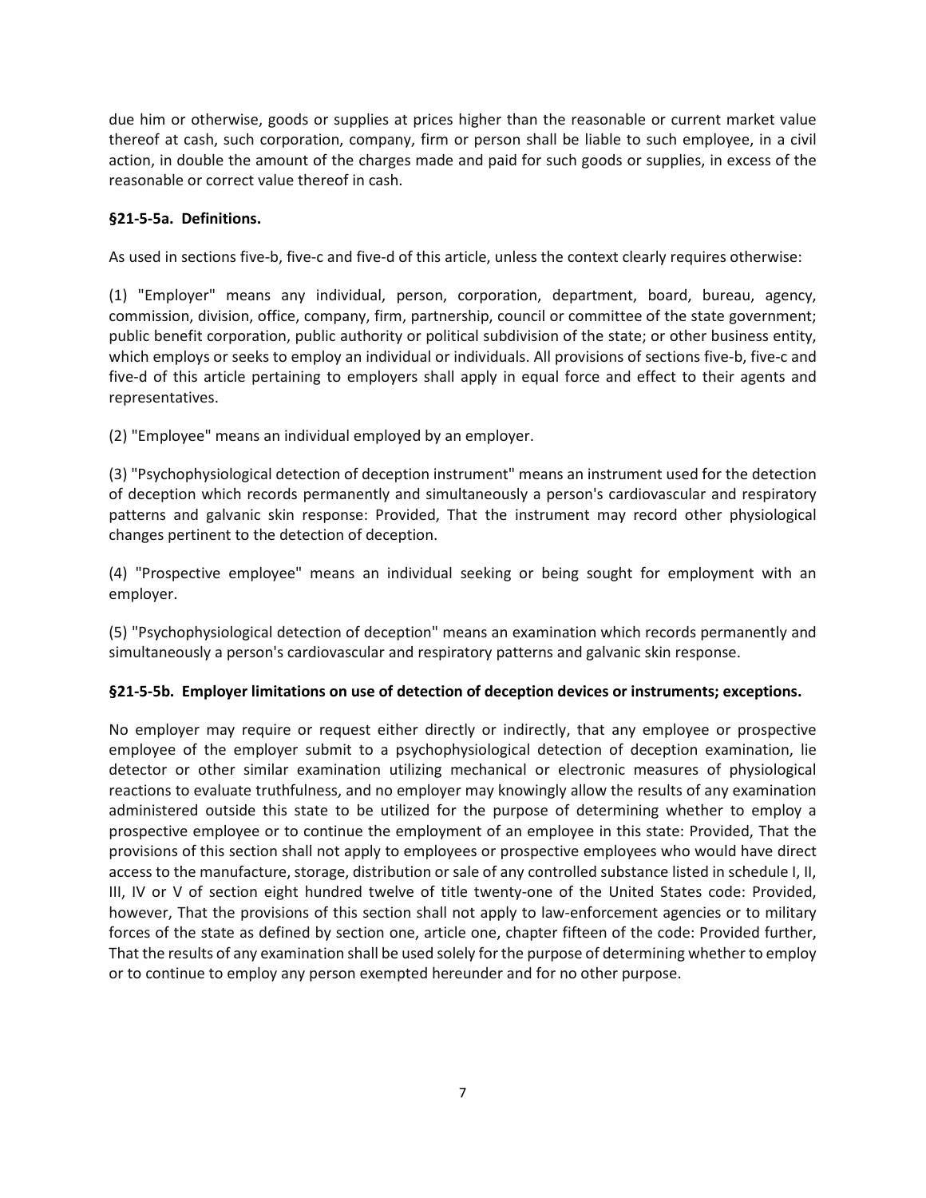due him or otherwise, goods or supplies at prices higher than the reasonable or current market value thereof at cash, such corporation, company, firm or person shall be liable to such employee, in a civil action, in double the amount of the charges made and paid for such goods or supplies, in excess of the reasonable or correct value thereof in cash.

**§21-5-5a. Definitions.**

As used in sections five-b, five-c and five-d of this article, unless the context clearly requires otherwise:

(1) "Employer" means any individual, person, corporation, department, board, bureau, agency, commission, division, office, company, firm, partnership, council or committee of the state government; public benefit corporation, public authority or political subdivision of the state; or other business entity, which employs or seeks to employ an individual or individuals. All provisions of sections five-b, five-c and five-d of this article pertaining to employers shall apply in equal force and effect to their agents and representatives.

(2) "Employee" means an individual employed by an employer.

(3) "Psychophysiological detection of deception instrument" means an instrument used for the detection of deception which records permanently and simultaneously a person's cardiovascular and respiratory patterns and galvanic skin response: Provided, That the instrument may record other physiological changes pertinent to the detection of deception.

(4) "Prospective employee" means an individual seeking or being sought for employment with an employer.

(5) "Psychophysiological detection of deception" means an examination which records permanently and simultaneously a person's cardiovascular and respiratory patterns and galvanic skin response.

**§21-5-5b. Employer limitations on use of detection of deception devices or instruments; exceptions.**

No employer may require or request either directly or indirectly, that any employee or prospective employee of the employer submit to a psychophysiological detection of deception examination, lie detector or other similar examination utilizing mechanical or electronic measures of physiological reactions to evaluate truthfulness, and no employer may knowingly allow the results of any examination administered outside this state to be utilized for the purpose of determining whether to employ a prospective employee or to continue the employment of an employee in this state: Provided, That the provisions of this section shall not apply to employees or prospective employees who would have direct access to the manufacture, storage, distribution or sale of any controlled substance listed in schedule I, II, III, IV or V of section eight hundred twelve of title twenty-one of the United States code: Provided, however, That the provisions of this section shall not apply to law-enforcement agencies or to military forces of the state as defined by section one, article one, chapter fifteen of the code: Provided further, That the results of any examination shall be used solely for the purpose of determining whether to employ or to continue to employ any person exempted hereunder and for no other purpose.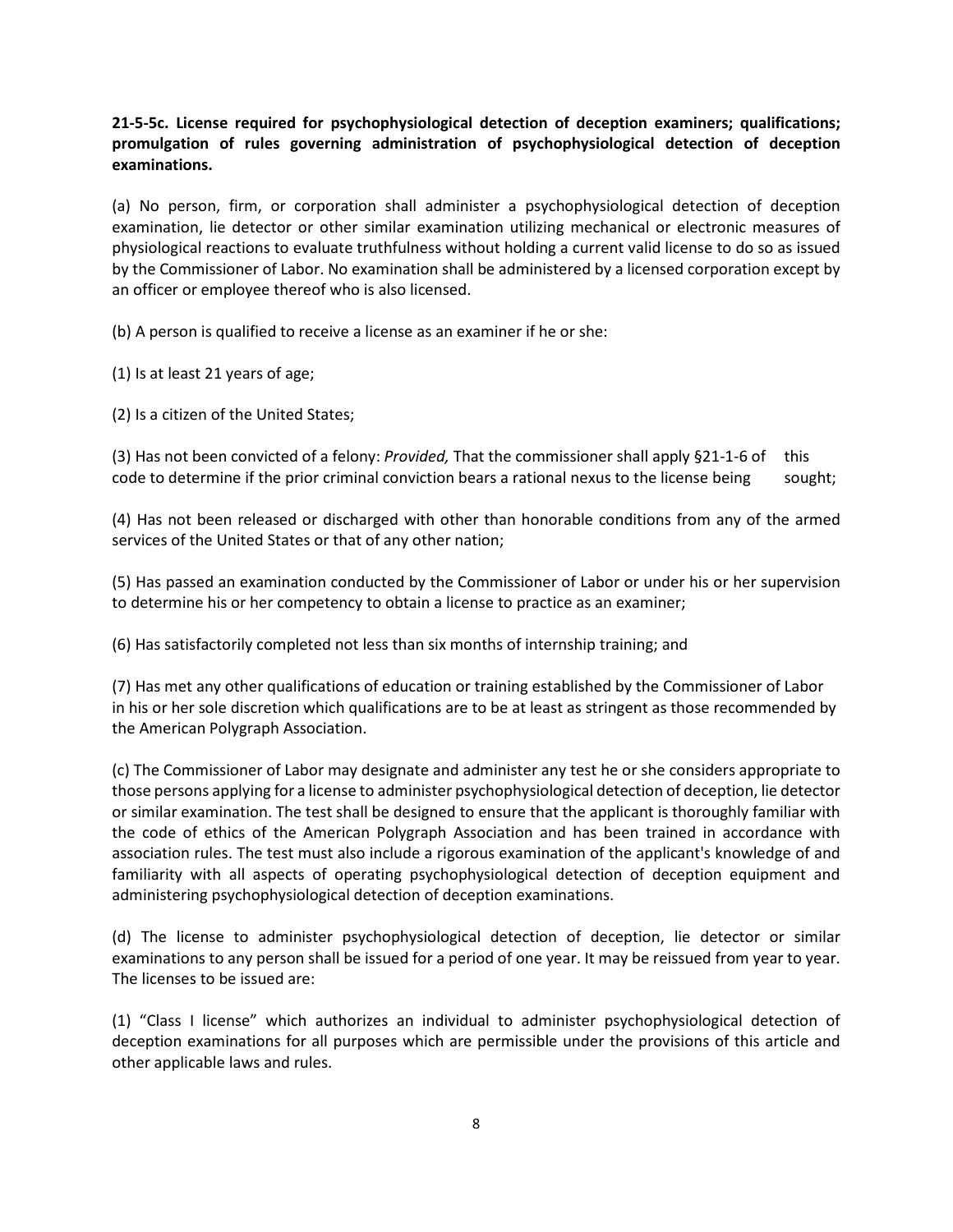**21-5-5c. License required for psychophysiological detection of deception examiners; qualifications; promulgation of rules governing administration of psychophysiological detection of deception examinations.**

(a) No person, firm, or corporation shall administer a psychophysiological detection of deception examination, lie detector or other similar examination utilizing mechanical or electronic measures of physiological reactions to evaluate truthfulness without holding a current valid license to do so as issued by the Commissioner of Labor. No examination shall be administered by a licensed corporation except by an officer or employee thereof who is also licensed.

(b) A person is qualified to receive a license as an examiner if he or she:

(1) Is at least 21 years of age;

(2) Is a citizen of the United States;

(3) Has not been convicted of a felony: *Provided,* That the commissioner shall apply §21-1-6 of this code to determine if the prior criminal conviction bears a rational nexus to the license being sought;

(4) Has not been released or discharged with other than honorable conditions from any of the armed services of the United States or that of any other nation;

(5) Has passed an examination conducted by the Commissioner of Labor or under his or her supervision to determine his or her competency to obtain a license to practice as an examiner;

(6) Has satisfactorily completed not less than six months of internship training; and

(7) Has met any other qualifications of education or training established by the Commissioner of Labor in his or her sole discretion which qualifications are to be at least as stringent as those recommended by the American Polygraph Association.

(c) The Commissioner of Labor may designate and administer any test he or she considers appropriate to those persons applying for a license to administer psychophysiological detection of deception, lie detector or similar examination. The test shall be designed to ensure that the applicant is thoroughly familiar with the code of ethics of the American Polygraph Association and has been trained in accordance with association rules. The test must also include a rigorous examination of the applicant's knowledge of and familiarity with all aspects of operating psychophysiological detection of deception equipment and administering psychophysiological detection of deception examinations.

(d) The license to administer psychophysiological detection of deception, lie detector or similar examinations to any person shall be issued for a period of one year. It may be reissued from year to year. The licenses to be issued are:

(1) "Class I license" which authorizes an individual to administer psychophysiological detection of deception examinations for all purposes which are permissible under the provisions of this article and other applicable laws and rules.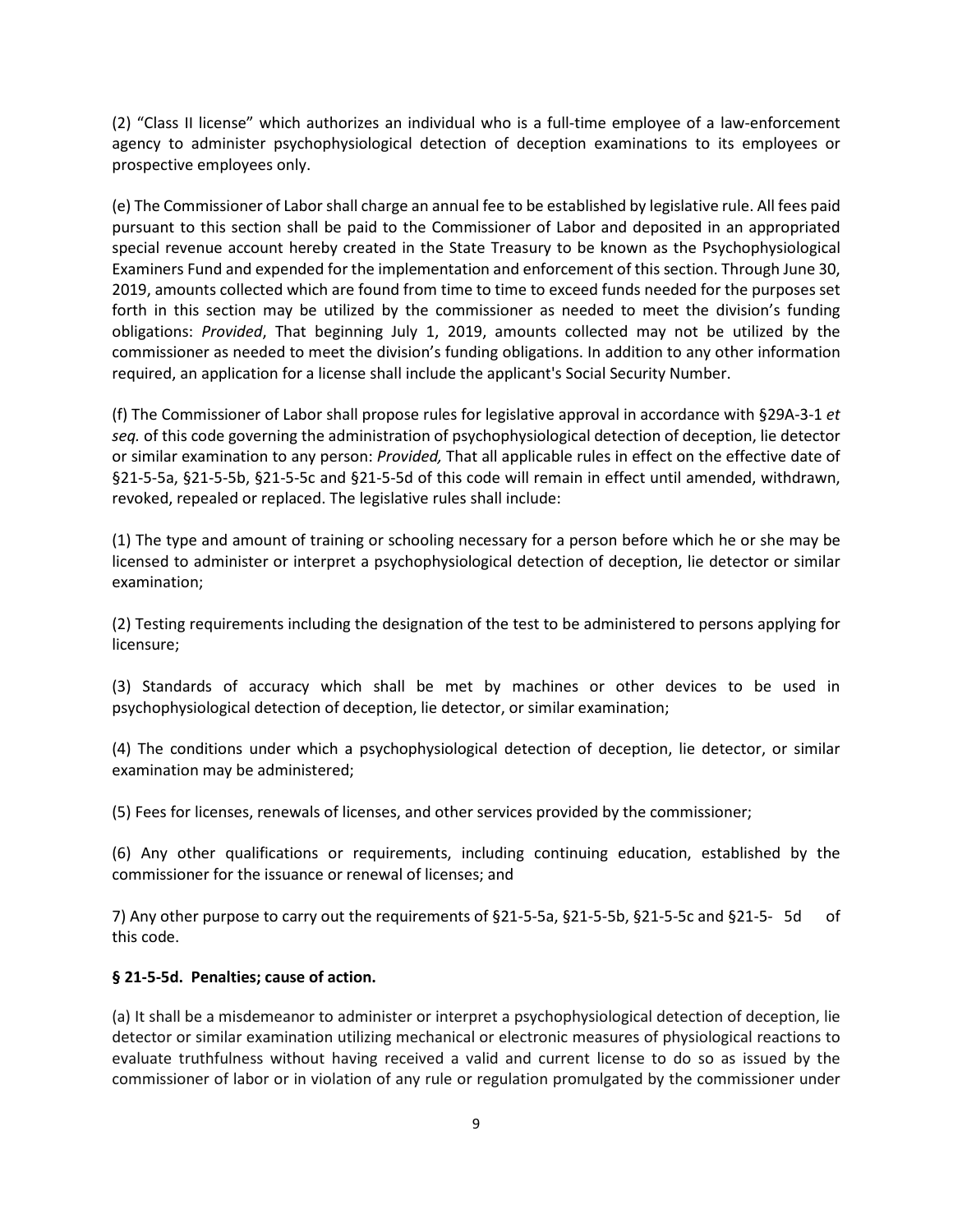(2) "Class II license" which authorizes an individual who is a full-time employee of a law-enforcement agency to administer psychophysiological detection of deception examinations to its employees or prospective employees only.

(e) The Commissioner of Labor shall charge an annual fee to be established by legislative rule. All fees paid pursuant to this section shall be paid to the Commissioner of Labor and deposited in an appropriated special revenue account hereby created in the State Treasury to be known as the Psychophysiological Examiners Fund and expended for the implementation and enforcement of this section. Through June 30, 2019, amounts collected which are found from time to time to exceed funds needed for the purposes set forth in this section may be utilized by the commissioner as needed to meet the division's funding obligations: *Provided*, That beginning July 1, 2019, amounts collected may not be utilized by the commissioner as needed to meet the division's funding obligations. In addition to any other information required, an application for a license shall include the applicant's Social Security Number.

(f) The Commissioner of Labor shall propose rules for legislative approval in accordance with §29A-3-1 *et seq.* of this code governing the administration of psychophysiological detection of deception, lie detector or similar examination to any person: *Provided,* That all applicable rules in effect on the effective date of §21-5-5a, §21-5-5b, §21-5-5c and §21-5-5d of this code will remain in effect until amended, withdrawn, revoked, repealed or replaced. The legislative rules shall include:

(1) The type and amount of training or schooling necessary for a person before which he or she may be licensed to administer or interpret a psychophysiological detection of deception, lie detector or similar examination;

(2) Testing requirements including the designation of the test to be administered to persons applying for licensure;

(3) Standards of accuracy which shall be met by machines or other devices to be used in psychophysiological detection of deception, lie detector, or similar examination;

(4) The conditions under which a psychophysiological detection of deception, lie detector, or similar examination may be administered;

(5) Fees for licenses, renewals of licenses, and other services provided by the commissioner;

(6) Any other qualifications or requirements, including continuing education, established by the commissioner for the issuance or renewal of licenses; and

7) Any other purpose to carry out the requirements of §21-5-5a, §21-5-5b, §21-5-5c and §21-5- 5d of this code.

**§ 21-5-5d. Penalties; cause of action.**

(a) It shall be a misdemeanor to administer or interpret a psychophysiological detection of deception, lie detector or similar examination utilizing mechanical or electronic measures of physiological reactions to evaluate truthfulness without having received a valid and current license to do so as issued by the commissioner of labor or in violation of any rule or regulation promulgated by the commissioner under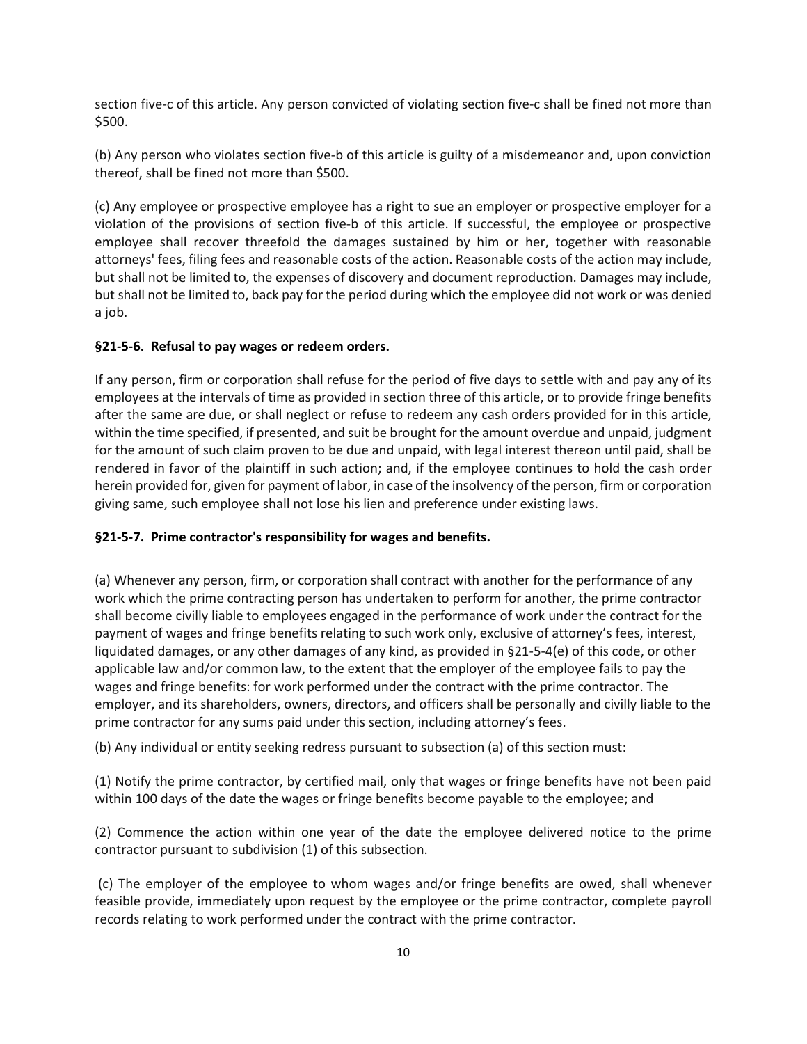section five-c of this article. Any person convicted of violating section five-c shall be fined not more than $500.

(b) Any person who violates section five-b of this article is guilty of a misdemeanor and, upon conviction thereof, shall be fined not more than $500.

(c) Any employee or prospective employee has a right to sue an employer or prospective employer for a violation of the provisions of section five-b of this article. If successful, the employee or prospective employee shall recover threefold the damages sustained by him or her, together with reasonable attorneys' fees, filing fees and reasonable costs of the action. Reasonable costs of the action may include, but shall not be limited to, the expenses of discovery and document reproduction. Damages may include, but shall not be limited to, back pay for the period during which the employee did not work or was denied a job.

**§21-5-6. Refusal to pay wages or redeem orders.**

If any person, firm or corporation shall refuse for the period of five days to settle with and pay any of its employees at the intervals of time as provided in section three of this article, or to provide fringe benefits after the same are due, or shall neglect or refuse to redeem any cash orders provided for in this article, within the time specified, if presented, and suit be brought for the amount overdue and unpaid, judgment for the amount of such claim proven to be due and unpaid, with legal interest thereon until paid, shall be rendered in favor of the plaintiff in such action; and, if the employee continues to hold the cash order herein provided for, given for payment of labor, in case of the insolvency of the person, firm or corporation giving same, such employee shall not lose his lien and preference under existing laws.

**§21-5-7. Prime contractor's responsibility for wages and benefits.**

(a) Whenever any person, firm, or corporation shall contract with another for the performance of any work which the prime contracting person has undertaken to perform for another, the prime contractor shall become civilly liable to employees engaged in the performance of work under the contract for the payment of wages and fringe benefits relating to such work only, exclusive of attorney's fees, interest, liquidated damages, or any other damages of any kind, as provided in §21-5-4(e) of this code, or other applicable law and/or common law, to the extent that the employer of the employee fails to pay the wages and fringe benefits: for work performed under the contract with the prime contractor. The employer, and its shareholders, owners, directors, and officers shall be personally and civilly liable to the prime contractor for any sums paid under this section, including attorney's fees.

(b) Any individual or entity seeking redress pursuant to subsection (a) of this section must:

(1) Notify the prime contractor, by certified mail, only that wages or fringe benefits have not been paid within 100 days of the date the wages or fringe benefits become payable to the employee; and

(2) Commence the action within one year of the date the employee delivered notice to the prime contractor pursuant to subdivision (1) of this subsection.

(c) The employer of the employee to whom wages and/or fringe benefits are owed, shall whenever feasible provide, immediately upon request by the employee or the prime contractor, complete payroll records relating to work performed under the contract with the prime contractor.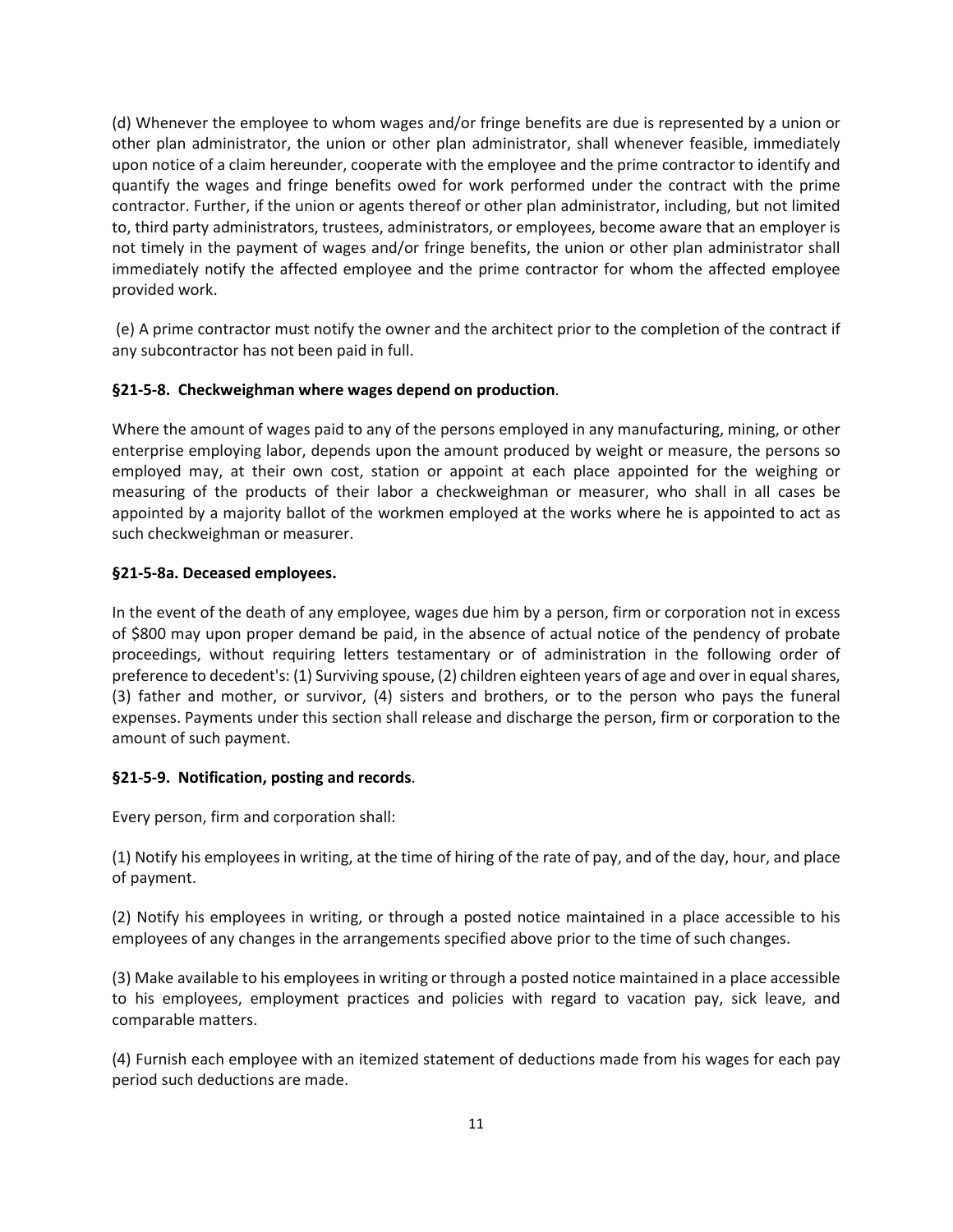(d) Whenever the employee to whom wages and/or fringe benefits are due is represented by a union or other plan administrator, the union or other plan administrator, shall whenever feasible, immediately upon notice of a claim hereunder, cooperate with the employee and the prime contractor to identify and quantify the wages and fringe benefits owed for work performed under the contract with the prime contractor. Further, if the union or agents thereof or other plan administrator, including, but not limited to, third party administrators, trustees, administrators, or employees, become aware that an employer is not timely in the payment of wages and/or fringe benefits, the union or other plan administrator shall immediately notify the affected employee and the prime contractor for whom the affected employee provided work.

(e) A prime contractor must notify the owner and the architect prior to the completion of the contract if any subcontractor has not been paid in full.

**§21-5-8. Checkweighman where wages depend on production**.

Where the amount of wages paid to any of the persons employed in any manufacturing, mining, or other enterprise employing labor, depends upon the amount produced by weight or measure, the persons so employed may, at their own cost, station or appoint at each place appointed for the weighing or measuring of the products of their labor a checkweighman or measurer, who shall in all cases be appointed by a majority ballot of the workmen employed at the works where he is appointed to act as such checkweighman or measurer.

**§21-5-8a. Deceased employees.**

In the event of the death of any employee, wages due him by a person, firm or corporation not in excess of $800 may upon proper demand be paid, in the absence of actual notice of the pendency of probate proceedings, without requiring letters testamentary or of administration in the following order of preference to decedent's: (1) Surviving spouse, (2) children eighteen years of age and over in equal shares, (3) father and mother, or survivor, (4) sisters and brothers, or to the person who pays the funeral expenses. Payments under this section shall release and discharge the person, firm or corporation to the amount of such payment.

**§21-5-9. Notification, posting and records**.

Every person, firm and corporation shall:

(1) Notify his employees in writing, at the time of hiring of the rate of pay, and of the day, hour, and place of payment.

(2) Notify his employees in writing, or through a posted notice maintained in a place accessible to his employees of any changes in the arrangements specified above prior to the time of such changes.

(3) Make available to his employees in writing or through a posted notice maintained in a place accessible to his employees, employment practices and policies with regard to vacation pay, sick leave, and comparable matters.

(4) Furnish each employee with an itemized statement of deductions made from his wages for each pay period such deductions are made.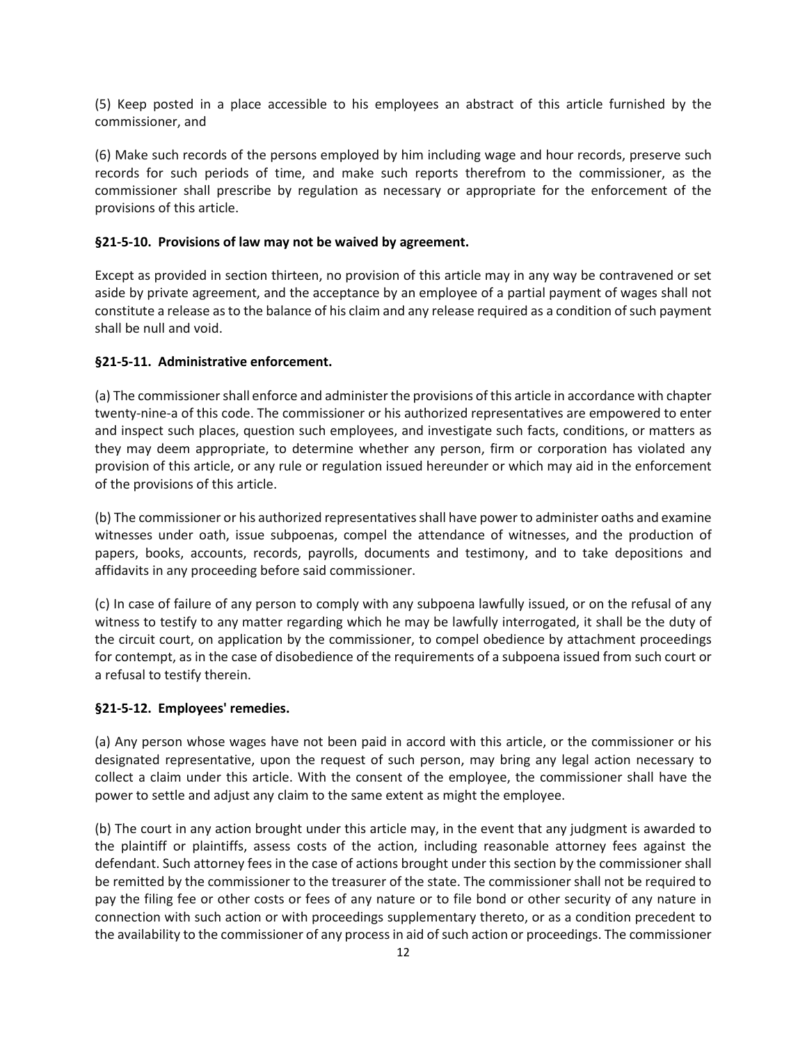(5) Keep posted in a place accessible to his employees an abstract of this article furnished by the commissioner, and

(6) Make such records of the persons employed by him including wage and hour records, preserve such records for such periods of time, and make such reports therefrom to the commissioner, as the commissioner shall prescribe by regulation as necessary or appropriate for the enforcement of the provisions of this article.

**§21-5-10. Provisions of law may not be waived by agreement.**

Except as provided in section thirteen, no provision of this article may in any way be contravened or set aside by private agreement, and the acceptance by an employee of a partial payment of wages shall not constitute a release as to the balance of his claim and any release required as a condition of such payment shall be null and void.

**§21-5-11. Administrative enforcement.**

(a) The commissioner shall enforce and administer the provisions of this article in accordance with chapter twenty-nine-a of this code. The commissioner or his authorized representatives are empowered to enter and inspect such places, question such employees, and investigate such facts, conditions, or matters as they may deem appropriate, to determine whether any person, firm or corporation has violated any provision of this article, or any rule or regulation issued hereunder or which may aid in the enforcement of the provisions of this article.

(b) The commissioner or his authorized representatives shall have power to administer oaths and examine witnesses under oath, issue subpoenas, compel the attendance of witnesses, and the production of papers, books, accounts, records, payrolls, documents and testimony, and to take depositions and affidavits in any proceeding before said commissioner.

(c) In case of failure of any person to comply with any subpoena lawfully issued, or on the refusal of any witness to testify to any matter regarding which he may be lawfully interrogated, it shall be the duty of the circuit court, on application by the commissioner, to compel obedience by attachment proceedings for contempt, as in the case of disobedience of the requirements of a subpoena issued from such court or a refusal to testify therein.

**§21-5-12. Employees' remedies.**

(a) Any person whose wages have not been paid in accord with this article, or the commissioner or his designated representative, upon the request of such person, may bring any legal action necessary to collect a claim under this article. With the consent of the employee, the commissioner shall have the power to settle and adjust any claim to the same extent as might the employee.

(b) The court in any action brought under this article may, in the event that any judgment is awarded to the plaintiff or plaintiffs, assess costs of the action, including reasonable attorney fees against the defendant. Such attorney fees in the case of actions brought under this section by the commissioner shall be remitted by the commissioner to the treasurer of the state. The commissioner shall not be required to pay the filing fee or other costs or fees of any nature or to file bond or other security of any nature in connection with such action or with proceedings supplementary thereto, or as a condition precedent to the availability to the commissioner of any process in aid of such action or proceedings. The commissioner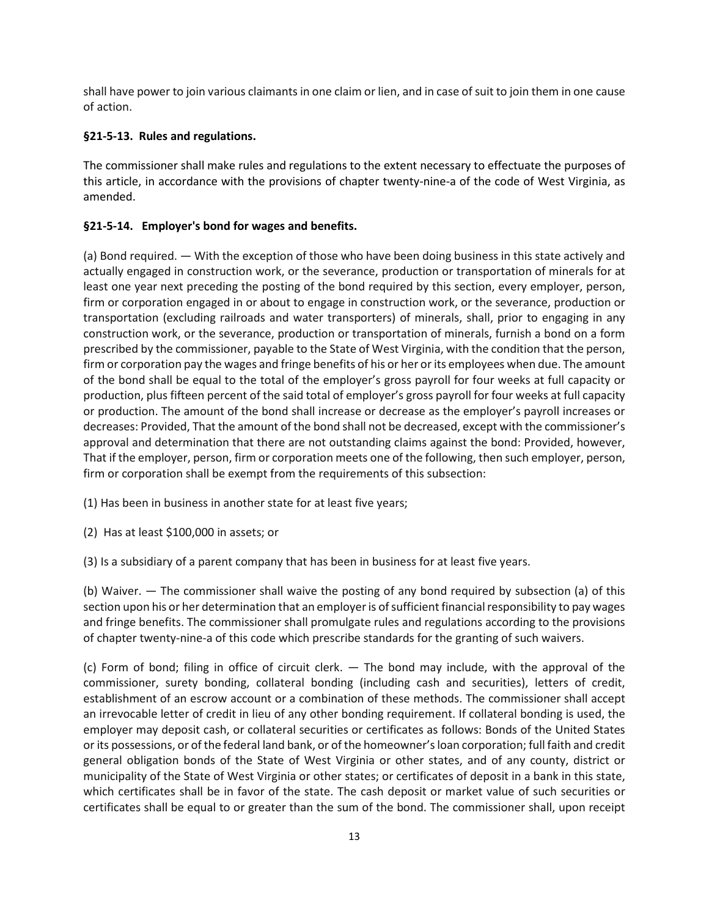shall have power to join various claimants in one claim or lien, and in case of suit to join them in one cause of action.

### §21-5-13. Rules and regulations.

The commissioner shall make rules and regulations to the extent necessary to effectuate the purposes of this article, in accordance with the provisions of chapter twenty-nine-a of the code of West Virginia, as amended.

### §21-5-14. Employer's bond for wages and benefits.

(a) Bond required. — With the exception of those who have been doing business in this state actively and actually engaged in construction work, or the severance, production or transportation of minerals for at least one year next preceding the posting of the bond required by this section, every employer, person, firm or corporation engaged in or about to engage in construction work, or the severance, production or transportation (excluding railroads and water transporters) of minerals, shall, prior to engaging in any construction work, or the severance, production or transportation of minerals, furnish a bond on a form prescribed by the commissioner, payable to the State of West Virginia, with the condition that the person, firm or corporation pay the wages and fringe benefits of his or her or its employees when due. The amount of the bond shall be equal to the total of the employer's gross payroll for four weeks at full capacity or production, plus fifteen percent of the said total of employer's gross payroll for four weeks at full capacity or production. The amount of the bond shall increase or decrease as the employer's payroll increases or decreases: Provided, That the amount of the bond shall not be decreased, except with the commissioner's approval and determination that there are not outstanding claims against the bond: Provided, however, That if the employer, person, firm or corporation meets one of the following, then such employer, person, firm or corporation shall be exempt from the requirements of this subsection:

(1) Has been in business in another state for at least five years;

(2) Has at least $100,000 in assets; or

(3) Is a subsidiary of a parent company that has been in business for at least five years.

(b) Waiver. — The commissioner shall waive the posting of any bond required by subsection (a) of this section upon his or her determination that an employer is of sufficient financial responsibility to pay wages and fringe benefits. The commissioner shall promulgate rules and regulations according to the provisions of chapter twenty-nine-a of this code which prescribe standards for the granting of such waivers.

(c) Form of bond; filing in office of circuit clerk. — The bond may include, with the approval of the commissioner, surety bonding, collateral bonding (including cash and securities), letters of credit, establishment of an escrow account or a combination of these methods. The commissioner shall accept an irrevocable letter of credit in lieu of any other bonding requirement. If collateral bonding is used, the employer may deposit cash, or collateral securities or certificates as follows: Bonds of the United States or its possessions, or of the federal land bank, or of the homeowner's loan corporation; full faith and credit general obligation bonds of the State of West Virginia or other states, and of any county, district or municipality of the State of West Virginia or other states; or certificates of deposit in a bank in this state, which certificates shall be in favor of the state. The cash deposit or market value of such securities or certificates shall be equal to or greater than the sum of the bond. The commissioner shall, upon receipt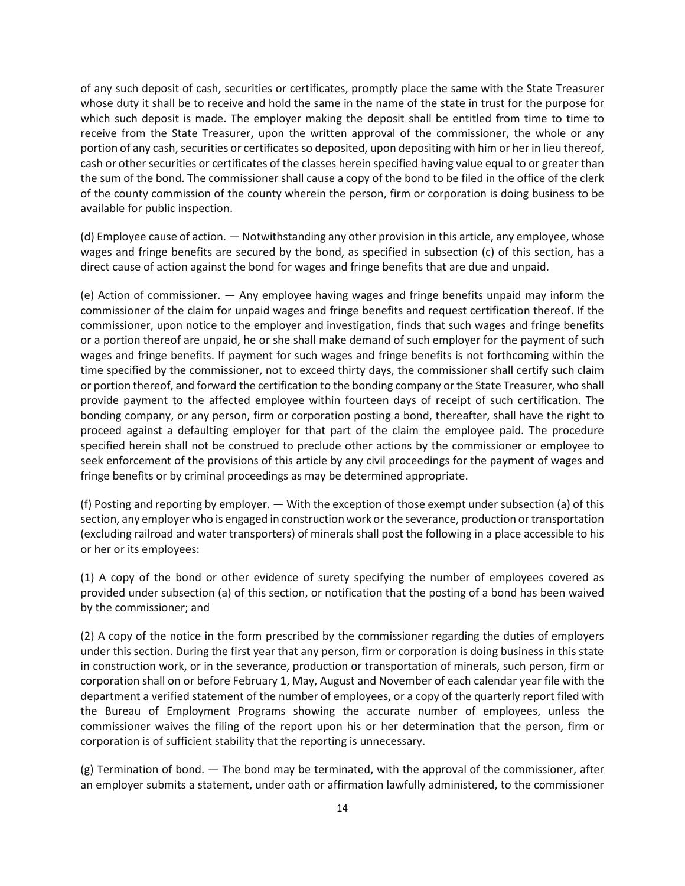of any such deposit of cash, securities or certificates, promptly place the same with the State Treasurer whose duty it shall be to receive and hold the same in the name of the state in trust for the purpose for which such deposit is made. The employer making the deposit shall be entitled from time to time to receive from the State Treasurer, upon the written approval of the commissioner, the whole or any portion of any cash, securities or certificates so deposited, upon depositing with him or her in lieu thereof, cash or other securities or certificates of the classes herein specified having value equal to or greater than the sum of the bond. The commissioner shall cause a copy of the bond to be filed in the office of the clerk of the county commission of the county wherein the person, firm or corporation is doing business to be available for public inspection.

(d) Employee cause of action. — Notwithstanding any other provision in this article, any employee, whose wages and fringe benefits are secured by the bond, as specified in subsection (c) of this section, has a direct cause of action against the bond for wages and fringe benefits that are due and unpaid.

(e) Action of commissioner. — Any employee having wages and fringe benefits unpaid may inform the commissioner of the claim for unpaid wages and fringe benefits and request certification thereof. If the commissioner, upon notice to the employer and investigation, finds that such wages and fringe benefits or a portion thereof are unpaid, he or she shall make demand of such employer for the payment of such wages and fringe benefits. If payment for such wages and fringe benefits is not forthcoming within the time specified by the commissioner, not to exceed thirty days, the commissioner shall certify such claim or portion thereof, and forward the certification to the bonding company or the State Treasurer, who shall provide payment to the affected employee within fourteen days of receipt of such certification. The bonding company, or any person, firm or corporation posting a bond, thereafter, shall have the right to proceed against a defaulting employer for that part of the claim the employee paid. The procedure specified herein shall not be construed to preclude other actions by the commissioner or employee to seek enforcement of the provisions of this article by any civil proceedings for the payment of wages and fringe benefits or by criminal proceedings as may be determined appropriate.

(f) Posting and reporting by employer. — With the exception of those exempt under subsection (a) of this section, any employer who is engaged in construction work or the severance, production or transportation (excluding railroad and water transporters) of minerals shall post the following in a place accessible to his or her or its employees:

(1) A copy of the bond or other evidence of surety specifying the number of employees covered as provided under subsection (a) of this section, or notification that the posting of a bond has been waived by the commissioner; and

(2) A copy of the notice in the form prescribed by the commissioner regarding the duties of employers under this section. During the first year that any person, firm or corporation is doing business in this state in construction work, or in the severance, production or transportation of minerals, such person, firm or corporation shall on or before February 1, May, August and November of each calendar year file with the department a verified statement of the number of employees, or a copy of the quarterly report filed with the Bureau of Employment Programs showing the accurate number of employees, unless the commissioner waives the filing of the report upon his or her determination that the person, firm or corporation is of sufficient stability that the reporting is unnecessary.

(g) Termination of bond. — The bond may be terminated, with the approval of the commissioner, after an employer submits a statement, under oath or affirmation lawfully administered, to the commissioner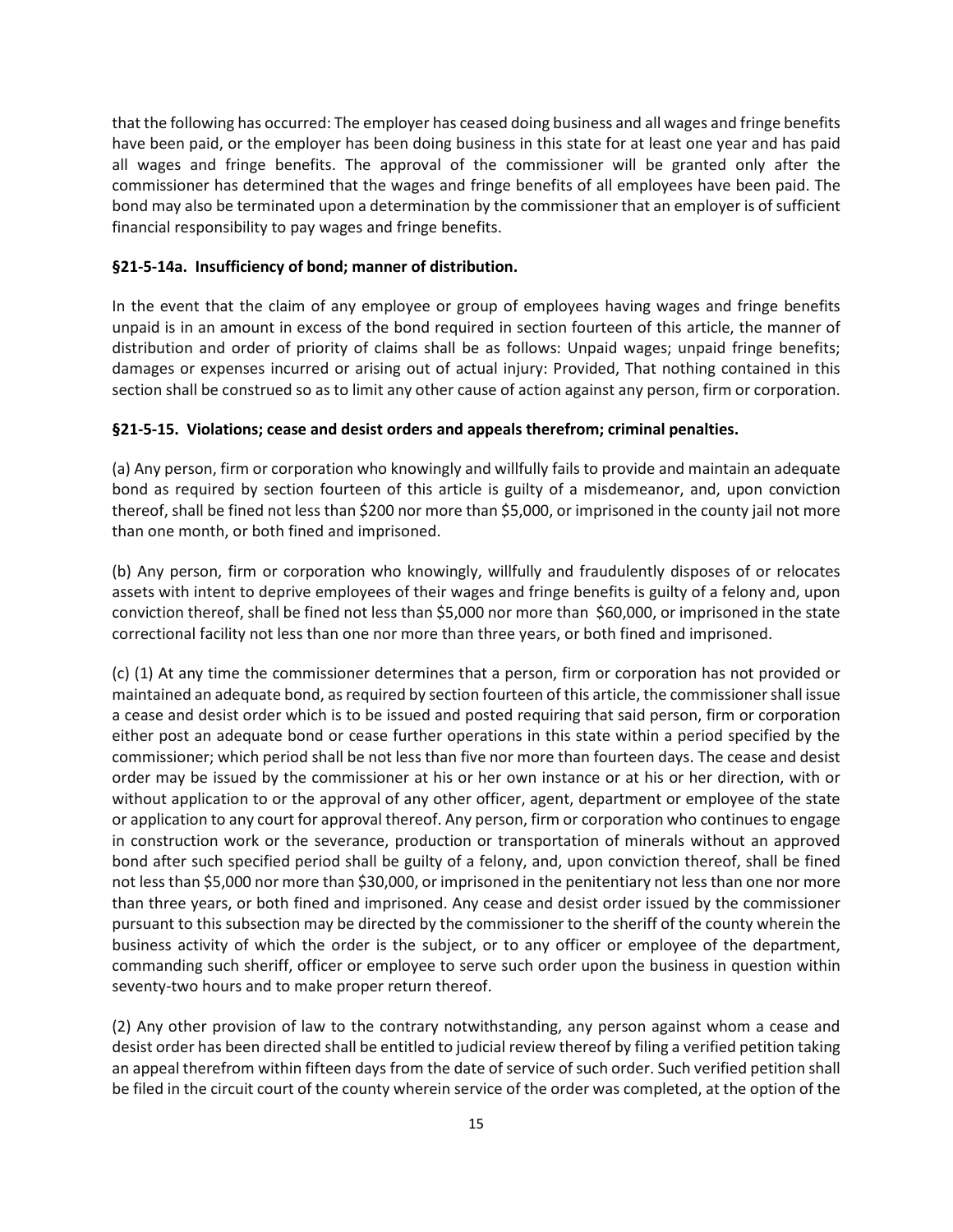that the following has occurred: The employer has ceased doing business and all wages and fringe benefits have been paid, or the employer has been doing business in this state for at least one year and has paid all wages and fringe benefits. The approval of the commissioner will be granted only after the commissioner has determined that the wages and fringe benefits of all employees have been paid. The bond may also be terminated upon a determination by the commissioner that an employer is of sufficient financial responsibility to pay wages and fringe benefits.

**§21-5-14a. Insufficiency of bond; manner of distribution.**

In the event that the claim of any employee or group of employees having wages and fringe benefits unpaid is in an amount in excess of the bond required in section fourteen of this article, the manner of distribution and order of priority of claims shall be as follows: Unpaid wages; unpaid fringe benefits; damages or expenses incurred or arising out of actual injury: Provided, That nothing contained in this section shall be construed so as to limit any other cause of action against any person, firm or corporation.

**§21-5-15. Violations; cease and desist orders and appeals therefrom; criminal penalties.**

(a) Any person, firm or corporation who knowingly and willfully fails to provide and maintain an adequate bond as required by section fourteen of this article is guilty of a misdemeanor, and, upon conviction thereof, shall be fined not less than $200 nor more than $5,000, or imprisoned in the county jail not more than one month, or both fined and imprisoned.

(b) Any person, firm or corporation who knowingly, willfully and fraudulently disposes of or relocates assets with intent to deprive employees of their wages and fringe benefits is guilty of a felony and, upon conviction thereof, shall be fined not less than $5,000 nor more than $60,000, or imprisoned in the state correctional facility not less than one nor more than three years, or both fined and imprisoned.

(c) (1) At any time the commissioner determines that a person, firm or corporation has not provided or maintained an adequate bond, as required by section fourteen of this article, the commissioner shall issue a cease and desist order which is to be issued and posted requiring that said person, firm or corporation either post an adequate bond or cease further operations in this state within a period specified by the commissioner; which period shall be not less than five nor more than fourteen days. The cease and desist order may be issued by the commissioner at his or her own instance or at his or her direction, with or without application to or the approval of any other officer, agent, department or employee of the state or application to any court for approval thereof. Any person, firm or corporation who continues to engage in construction work or the severance, production or transportation of minerals without an approved bond after such specified period shall be guilty of a felony, and, upon conviction thereof, shall be fined not less than $5,000 nor more than $30,000, or imprisoned in the penitentiary not less than one nor more than three years, or both fined and imprisoned. Any cease and desist order issued by the commissioner pursuant to this subsection may be directed by the commissioner to the sheriff of the county wherein the business activity of which the order is the subject, or to any officer or employee of the department, commanding such sheriff, officer or employee to serve such order upon the business in question within seventy-two hours and to make proper return thereof.

(2) Any other provision of law to the contrary notwithstanding, any person against whom a cease and desist order has been directed shall be entitled to judicial review thereof by filing a verified petition taking an appeal therefrom within fifteen days from the date of service of such order. Such verified petition shall be filed in the circuit court of the county wherein service of the order was completed, at the option of the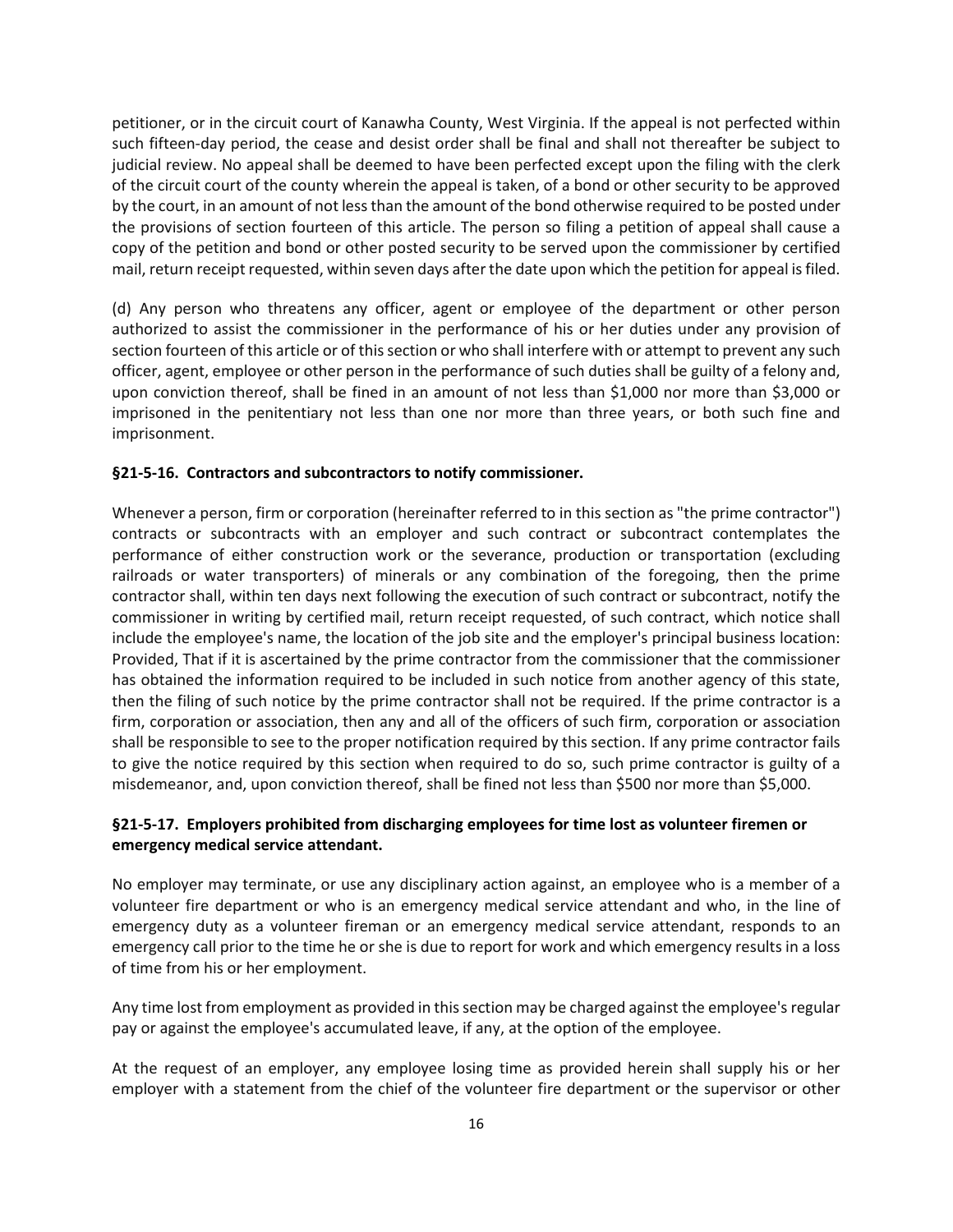petitioner, or in the circuit court of Kanawha County, West Virginia. If the appeal is not perfected within such fifteen-day period, the cease and desist order shall be final and shall not thereafter be subject to judicial review. No appeal shall be deemed to have been perfected except upon the filing with the clerk of the circuit court of the county wherein the appeal is taken, of a bond or other security to be approved by the court, in an amount of not less than the amount of the bond otherwise required to be posted under the provisions of section fourteen of this article. The person so filing a petition of appeal shall cause a copy of the petition and bond or other posted security to be served upon the commissioner by certified mail, return receipt requested, within seven days after the date upon which the petition for appeal is filed.

(d) Any person who threatens any officer, agent or employee of the department or other person authorized to assist the commissioner in the performance of his or her duties under any provision of section fourteen of this article or of this section or who shall interfere with or attempt to prevent any such officer, agent, employee or other person in the performance of such duties shall be guilty of a felony and, upon conviction thereof, shall be fined in an amount of not less than $1,000 nor more than $3,000 or imprisoned in the penitentiary not less than one nor more than three years, or both such fine and imprisonment.

**§21-5-16. Contractors and subcontractors to notify commissioner.**

Whenever a person, firm or corporation (hereinafter referred to in this section as "the prime contractor") contracts or subcontracts with an employer and such contract or subcontract contemplates the performance of either construction work or the severance, production or transportation (excluding railroads or water transporters) of minerals or any combination of the foregoing, then the prime contractor shall, within ten days next following the execution of such contract or subcontract, notify the commissioner in writing by certified mail, return receipt requested, of such contract, which notice shall include the employee's name, the location of the job site and the employer's principal business location: Provided, That if it is ascertained by the prime contractor from the commissioner that the commissioner has obtained the information required to be included in such notice from another agency of this state, then the filing of such notice by the prime contractor shall not be required. If the prime contractor is a firm, corporation or association, then any and all of the officers of such firm, corporation or association shall be responsible to see to the proper notification required by this section. If any prime contractor fails to give the notice required by this section when required to do so, such prime contractor is guilty of a misdemeanor, and, upon conviction thereof, shall be fined not less than $500 nor more than $5,000.

**§21-5-17. Employers prohibited from discharging employees for time lost as volunteer firemen or emergency medical service attendant.**

No employer may terminate, or use any disciplinary action against, an employee who is a member of a volunteer fire department or who is an emergency medical service attendant and who, in the line of emergency duty as a volunteer fireman or an emergency medical service attendant, responds to an emergency call prior to the time he or she is due to report for work and which emergency results in a loss of time from his or her employment.

Any time lost from employment as provided in this section may be charged against the employee's regular pay or against the employee's accumulated leave, if any, at the option of the employee.

At the request of an employer, any employee losing time as provided herein shall supply his or her employer with a statement from the chief of the volunteer fire department or the supervisor or other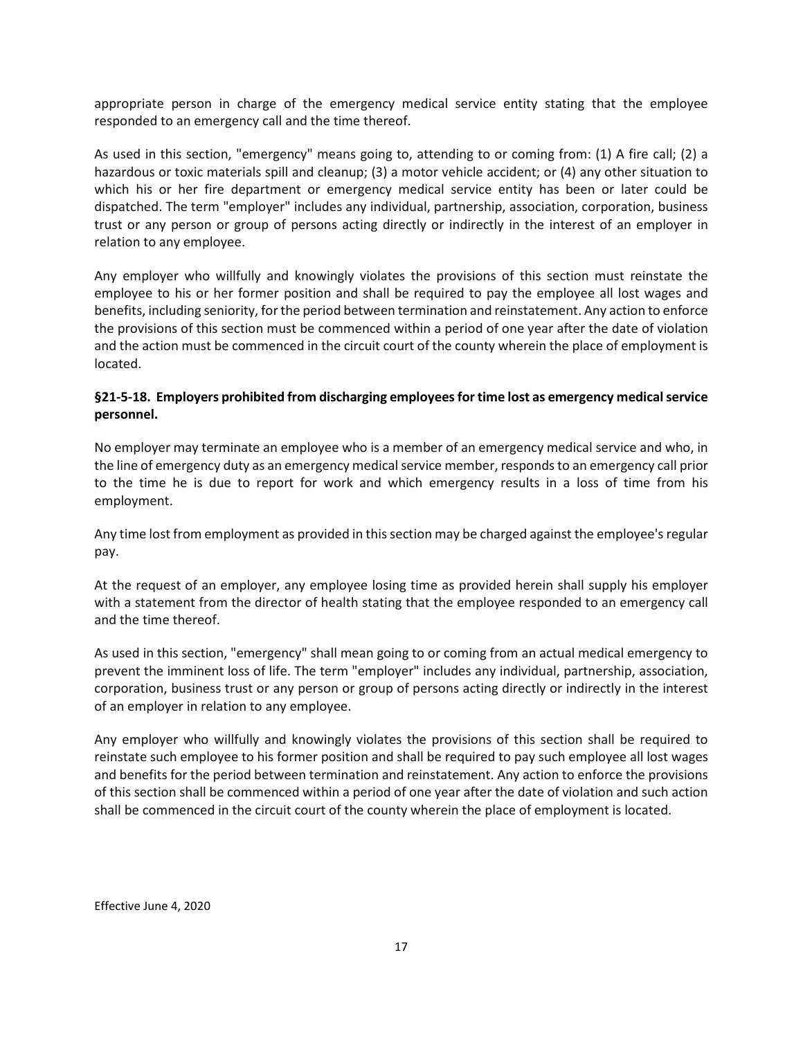appropriate person in charge of the emergency medical service entity stating that the employee responded to an emergency call and the time thereof.

As used in this section, "emergency" means going to, attending to or coming from: (1) A fire call; (2) a hazardous or toxic materials spill and cleanup; (3) a motor vehicle accident; or (4) any other situation to which his or her fire department or emergency medical service entity has been or later could be dispatched. The term "employer" includes any individual, partnership, association, corporation, business trust or any person or group of persons acting directly or indirectly in the interest of an employer in relation to any employee.

Any employer who willfully and knowingly violates the provisions of this section must reinstate the employee to his or her former position and shall be required to pay the employee all lost wages and benefits, including seniority, for the period between termination and reinstatement. Any action to enforce the provisions of this section must be commenced within a period of one year after the date of violation and the action must be commenced in the circuit court of the county wherein the place of employment is located.

### §21-5-18. Employers prohibited from discharging employees for time lost as emergency medical service personnel.

No employer may terminate an employee who is a member of an emergency medical service and who, in the line of emergency duty as an emergency medical service member, responds to an emergency call prior to the time he is due to report for work and which emergency results in a loss of time from his employment.

Any time lost from employment as provided in this section may be charged against the employee's regular pay.

At the request of an employer, any employee losing time as provided herein shall supply his employer with a statement from the director of health stating that the employee responded to an emergency call and the time thereof.

As used in this section, "emergency" shall mean going to or coming from an actual medical emergency to prevent the imminent loss of life. The term "employer" includes any individual, partnership, association, corporation, business trust or any person or group of persons acting directly or indirectly in the interest of an employer in relation to any employee.

Any employer who willfully and knowingly violates the provisions of this section shall be required to reinstate such employee to his former position and shall be required to pay such employee all lost wages and benefits for the period between termination and reinstatement. Any action to enforce the provisions of this section shall be commenced within a period of one year after the date of violation and such action shall be commenced in the circuit court of the county wherein the place of employment is located.

Effective June 4, 2020